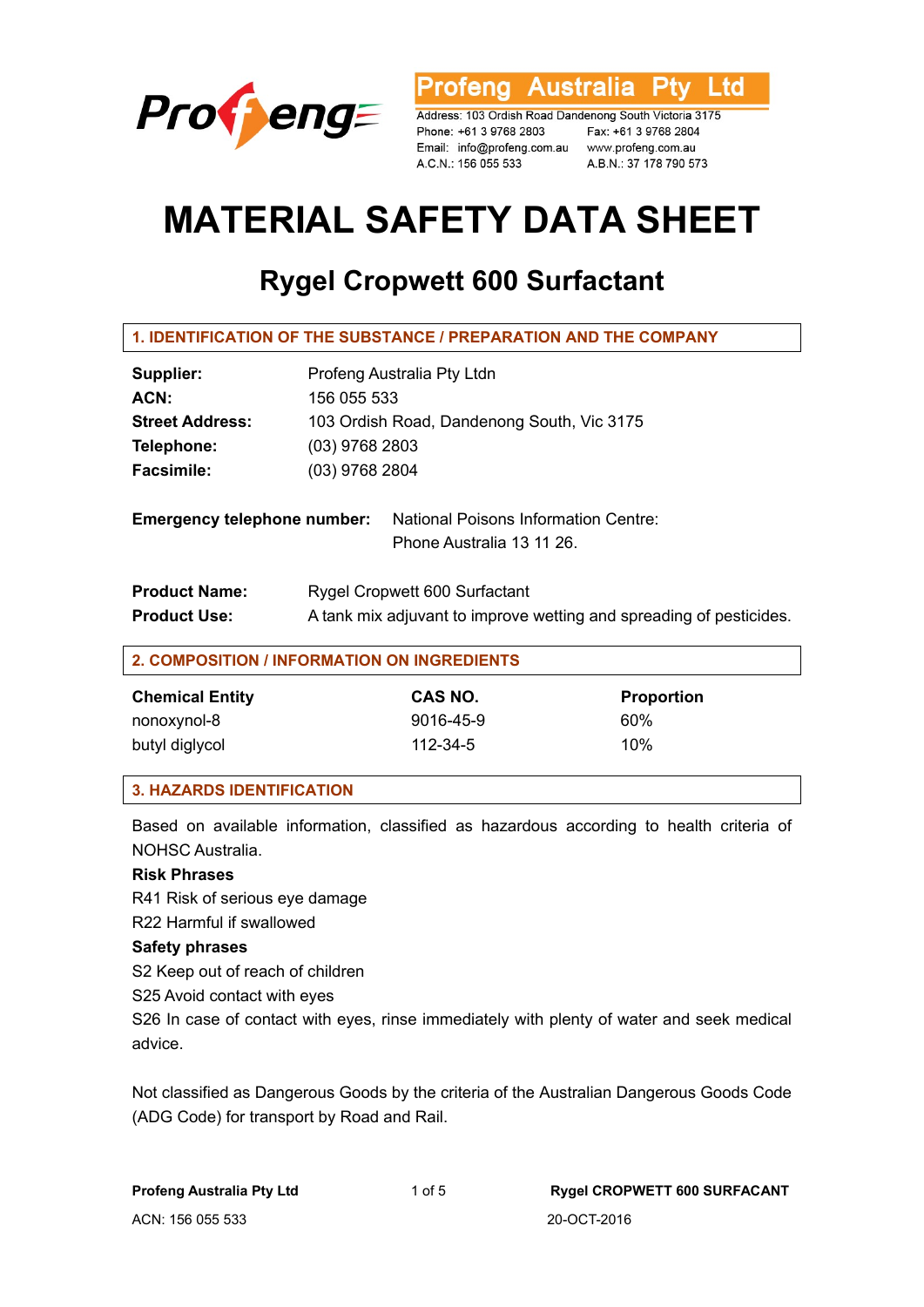Profeng Australia Pty Ltd

Address: 103 Ordish Road Dandenong South Victoria 3175
Phone: +61 3 9768 2803 Fax: +61 3 9768 2804
Email: info@profeng.com.au www.profeng.com.au
A.C.N.: 156 055 533 A.B.N.: 37 178 790 573

# MATERIAL SAFETY DATA SHEET

## Rygel Cropwett 600 Surfactant

### 1. IDENTIFICATION OF THE SUBSTANCE / PREPARATION AND THE COMPANY

**Supplier:** Profeng Australia Pty Ltdn
**ACN:** 156 055 533
**Street Address:** 103 Ordish Road, Dandenong South, Vic 3175
**Telephone:** (03) 9768 2803
**Facsimile:** (03) 9768 2804

**Emergency telephone number:** National Poisons Information Centre:
Phone Australia 13 11 26.

**Product Name:** Rygel Cropwett 600 Surfactant
**Product Use:** A tank mix adjuvant to improve wetting and spreading of pesticides.

### 2. COMPOSITION / INFORMATION ON INGREDIENTS

| Chemical Entity | CAS NO. | Proportion |
|---|---|---|
| nonoxynol-8 | 9016-45-9 | 60% |
| butyl diglycol | 112-34-5 | 10% |

### 3. HAZARDS IDENTIFICATION

Based on available information, classified as hazardous according to health criteria of NOHSC Australia.

**Risk Phrases**

R41 Risk of serious eye damage
R22 Harmful if swallowed

**Safety phrases**

S2 Keep out of reach of children
S25 Avoid contact with eyes
S26 In case of contact with eyes, rinse immediately with plenty of water and seek medical advice.

Not classified as Dangerous Goods by the criteria of the Australian Dangerous Goods Code (ADG Code) for transport by Road and Rail.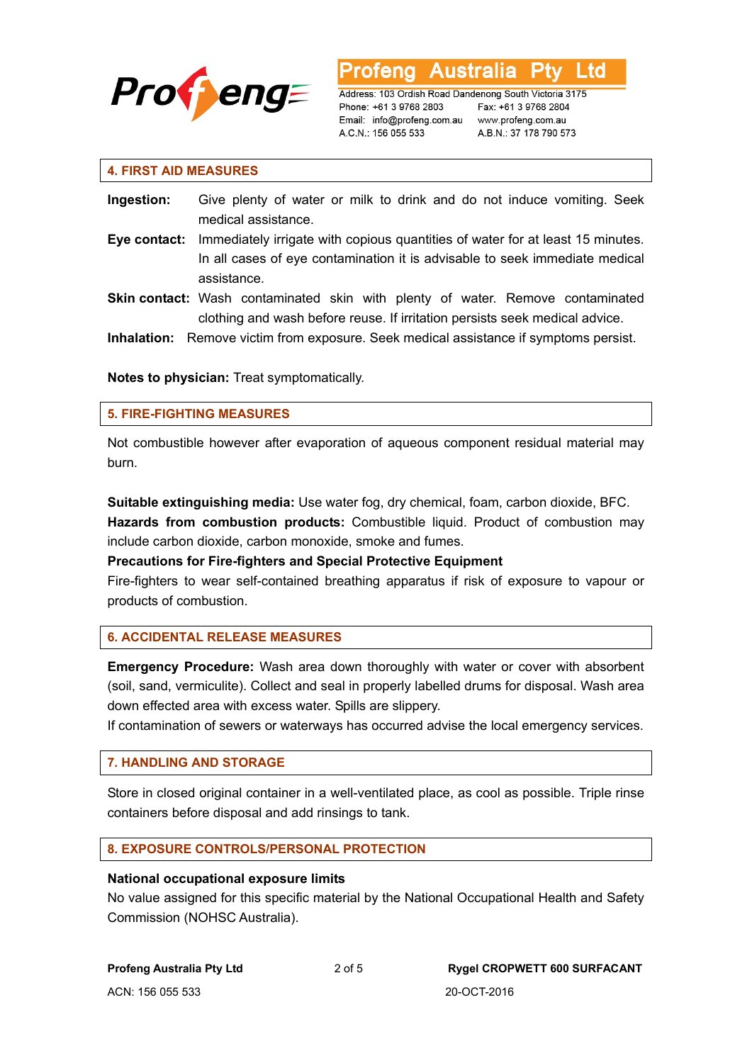## 4. FIRST AID MEASURES

**Ingestion:** Give plenty of water or milk to drink and do not induce vomiting. Seek medical assistance.

**Eye contact:** Immediately irrigate with copious quantities of water for at least 15 minutes. In all cases of eye contamination it is advisable to seek immediate medical assistance.

**Skin contact:** Wash contaminated skin with plenty of water. Remove contaminated clothing and wash before reuse. If irritation persists seek medical advice.

**Inhalation:** Remove victim from exposure. Seek medical assistance if symptoms persist.

**Notes to physician:** Treat symptomatically.

## 5. FIRE-FIGHTING MEASURES

Not combustible however after evaporation of aqueous component residual material may burn.

**Suitable extinguishing media:** Use water fog, dry chemical, foam, carbon dioxide, BFC.

**Hazards from combustion products:** Combustible liquid. Product of combustion may include carbon dioxide, carbon monoxide, smoke and fumes.

**Precautions for Fire-fighters and Special Protective Equipment**

Fire-fighters to wear self-contained breathing apparatus if risk of exposure to vapour or products of combustion.

## 6. ACCIDENTAL RELEASE MEASURES

**Emergency Procedure:** Wash area down thoroughly with water or cover with absorbent (soil, sand, vermiculite). Collect and seal in properly labelled drums for disposal. Wash area down effected area with excess water. Spills are slippery.

If contamination of sewers or waterways has occurred advise the local emergency services.

## 7. HANDLING AND STORAGE

Store in closed original container in a well-ventilated place, as cool as possible. Triple rinse containers before disposal and add rinsings to tank.

## 8. EXPOSURE CONTROLS/PERSONAL PROTECTION

**National occupational exposure limits**

No value assigned for this specific material by the National Occupational Health and Safety Commission (NOHSC Australia).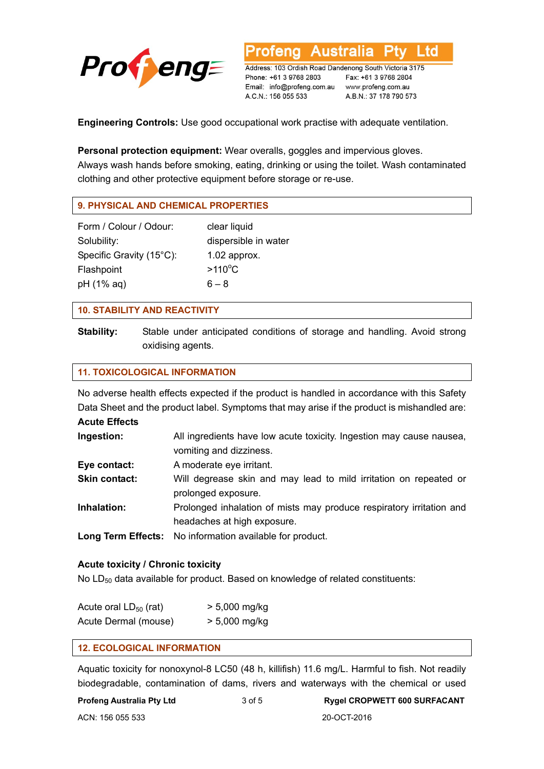**Engineering Controls:** Use good occupational work practise with adequate ventilation.

**Personal protection equipment:** Wear overalls, goggles and impervious gloves.
Always wash hands before smoking, eating, drinking or using the toilet. Wash contaminated clothing and other protective equipment before storage or re-use.

## 9. PHYSICAL AND CHEMICAL PROPERTIES

| | |
|---|---|
| Form / Colour / Odour: | clear liquid |
| Solubility: | dispersible in water |
| Specific Gravity (15°C): | 1.02 approx. |
| Flashpoint | >110°C |
| pH (1% aq) | 6 – 8 |

## 10. STABILITY AND REACTIVITY

**Stability:** Stable under anticipated conditions of storage and handling. Avoid strong oxidising agents.

## 11. TOXICOLOGICAL INFORMATION

No adverse health effects expected if the product is handled in accordance with this Safety Data Sheet and the product label. Symptoms that may arise if the product is mishandled are:

**Acute Effects**

**Ingestion:** All ingredients have low acute toxicity. Ingestion may cause nausea, vomiting and dizziness.

**Eye contact:** A moderate eye irritant.

**Skin contact:** Will degrease skin and may lead to mild irritation on repeated or prolonged exposure.

**Inhalation:** Prolonged inhalation of mists may produce respiratory irritation and headaches at high exposure.

**Long Term Effects:** No information available for product.

**Acute toxicity / Chronic toxicity**

No $LD_{50}$ data available for product. Based on knowledge of related constituents:

| | |
|---|---|
| Acute oral $LD_{50}$ (rat) | > 5,000 mg/kg |
| Acute Dermal (mouse) | > 5,000 mg/kg |

## 12. ECOLOGICAL INFORMATION

Aquatic toxicity for nonoxynol-8 LC50 (48 h, killifish) 11.6 mg/L. Harmful to fish. Not readily biodegradable, contamination of dams, rivers and waterways with the chemical or used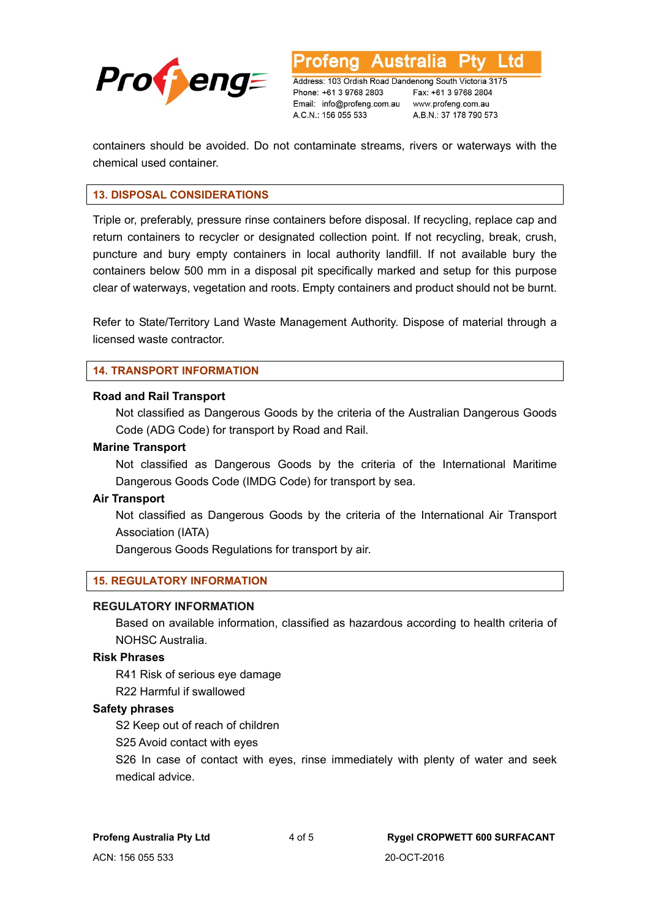containers should be avoided. Do not contaminate streams, rivers or waterways with the chemical used container.

## 13. DISPOSAL CONSIDERATIONS

Triple or, preferably, pressure rinse containers before disposal. If recycling, replace cap and return containers to recycler or designated collection point. If not recycling, break, crush, puncture and bury empty containers in local authority landfill. If not available bury the containers below 500 mm in a disposal pit specifically marked and setup for this purpose clear of waterways, vegetation and roots. Empty containers and product should not be burnt.

Refer to State/Territory Land Waste Management Authority. Dispose of material through a licensed waste contractor.

## 14. TRANSPORT INFORMATION

**Road and Rail Transport**

Not classified as Dangerous Goods by the criteria of the Australian Dangerous Goods Code (ADG Code) for transport by Road and Rail.

**Marine Transport**

Not classified as Dangerous Goods by the criteria of the International Maritime Dangerous Goods Code (IMDG Code) for transport by sea.

**Air Transport**

Not classified as Dangerous Goods by the criteria of the International Air Transport Association (IATA)
Dangerous Goods Regulations for transport by air.

## 15. REGULATORY INFORMATION

**REGULATORY INFORMATION**

Based on available information, classified as hazardous according to health criteria of NOHSC Australia.

**Risk Phrases**

R41 Risk of serious eye damage
R22 Harmful if swallowed

**Safety phrases**

S2 Keep out of reach of children
S25 Avoid contact with eyes
S26 In case of contact with eyes, rinse immediately with plenty of water and seek medical advice.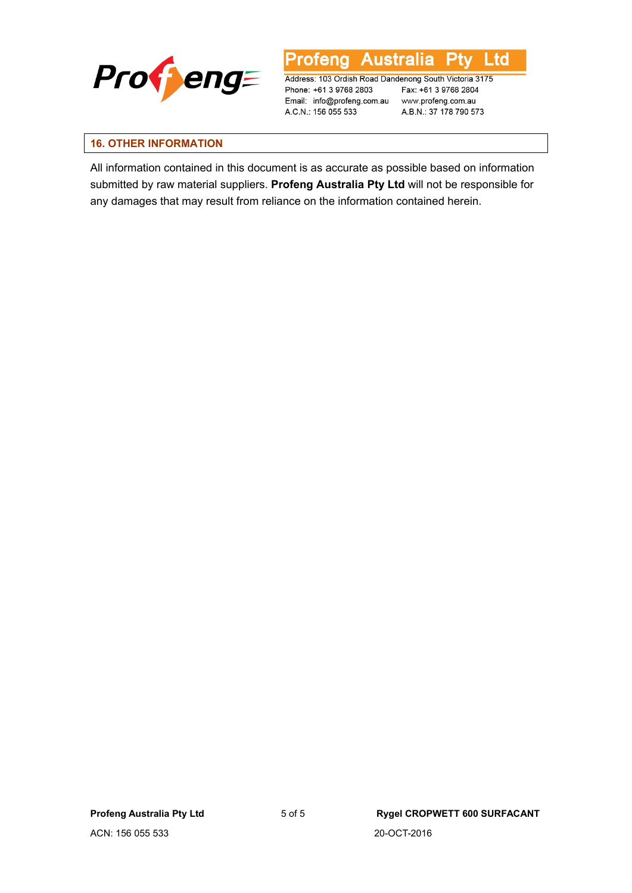## 16. OTHER INFORMATION

All information contained in this document is as accurate as possible based on information submitted by raw material suppliers. **Profeng Australia Pty Ltd** will not be responsible for any damages that may result from reliance on the information contained herein.